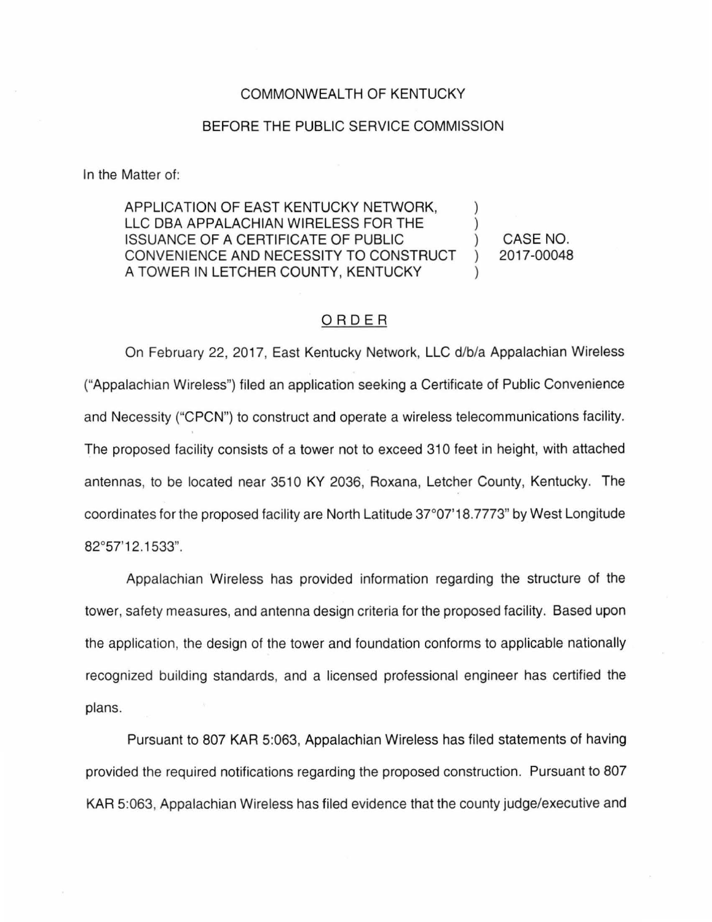COMMONWEALTH OF KENTUCKY

BEFORE THE PUBLIC SERVICE COMMISSION

In the Matter of:

| | | |
|---|---|---|
| APPLICATION OF EAST KENTUCKY NETWORK, LLC DBA APPALACHIAN WIRELESS FOR THE ISSUANCE OF A CERTIFICATE OF PUBLIC CONVENIENCE AND NECESSITY TO CONSTRUCT A TOWER IN LETCHER COUNTY, KENTUCKY | ) | CASE NO. 2017-00048 |

## ORDER

On February 22, 2017, East Kentucky Network, LLC d/b/a Appalachian Wireless ("Appalachian Wireless") filed an application seeking a Certificate of Public Convenience and Necessity ("CPCN") to construct and operate a wireless telecommunications facility. The proposed facility consists of a tower not to exceed 310 feet in height, with attached antennas, to be located near 3510 KY 2036, Roxana, Letcher County, Kentucky. The coordinates for the proposed facility are North Latitude 37°07'18.7773" by West Longitude 82°57'12.1533".

Appalachian Wireless has provided information regarding the structure of the tower, safety measures, and antenna design criteria for the proposed facility. Based upon the application, the design of the tower and foundation conforms to applicable nationally recognized building standards, and a licensed professional engineer has certified the plans.

Pursuant to 807 KAR 5:063, Appalachian Wireless has filed statements of having provided the required notifications regarding the proposed construction. Pursuant to 807 KAR 5:063, Appalachian Wireless has filed evidence that the county judge/executive and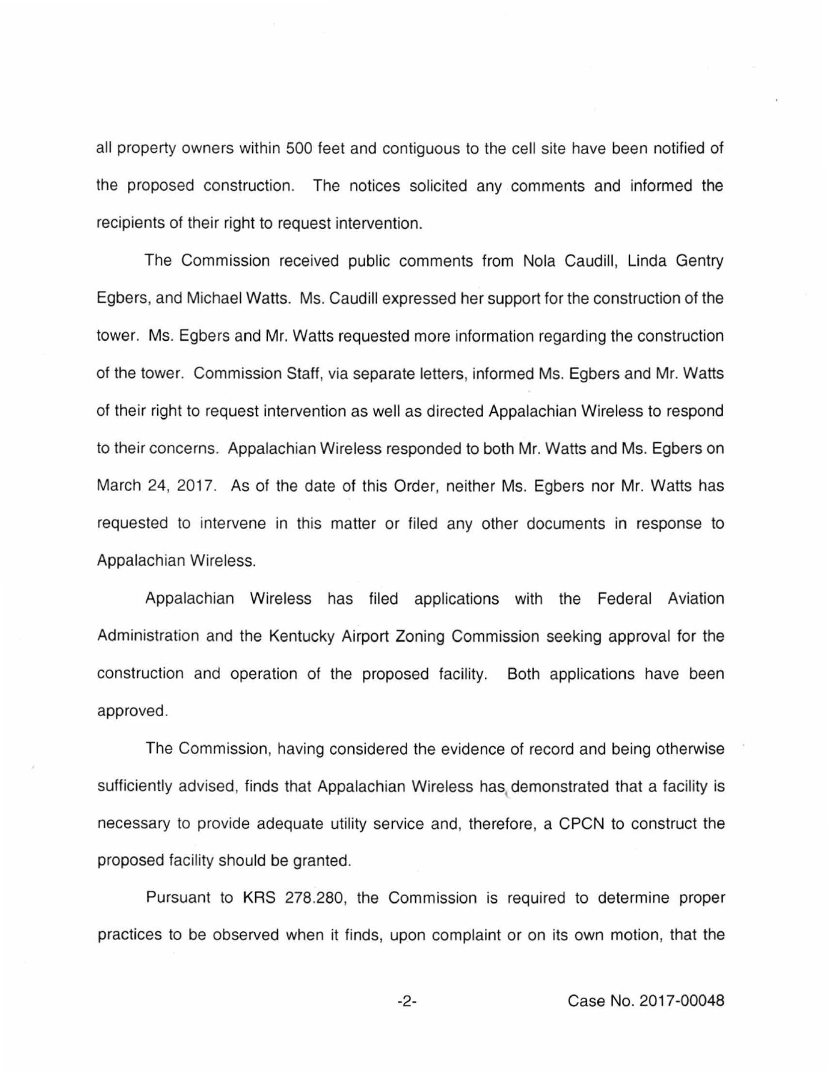all property owners within 500 feet and contiguous to the cell site have been notified of the proposed construction. The notices solicited any comments and informed the recipients of their right to request intervention.

The Commission received public comments from Nola Caudill, Linda Gentry Egbers, and Michael Watts. Ms. Caudill expressed her support for the construction of the tower. Ms. Egbers and Mr. Watts requested more information regarding the construction of the tower. Commission Staff, via separate letters, informed Ms. Egbers and Mr. Watts of their right to request intervention as well as directed Appalachian Wireless to respond to their concerns. Appalachian Wireless responded to both Mr. Watts and Ms. Egbers on March 24, 2017. As of the date of this Order, neither Ms. Egbers nor Mr. Watts has requested to intervene in this matter or filed any other documents in response to Appalachian Wireless.

Appalachian Wireless has filed applications with the Federal Aviation Administration and the Kentucky Airport Zoning Commission seeking approval for the construction and operation of the proposed facility. Both applications have been approved.

The Commission, having considered the evidence of record and being otherwise sufficiently advised, finds that Appalachian Wireless has demonstrated that a facility is necessary to provide adequate utility service and, therefore, a CPCN to construct the proposed facility should be granted.

Pursuant to KRS 278.280, the Commission is required to determine proper practices to be observed when it finds, upon complaint or on its own motion, that the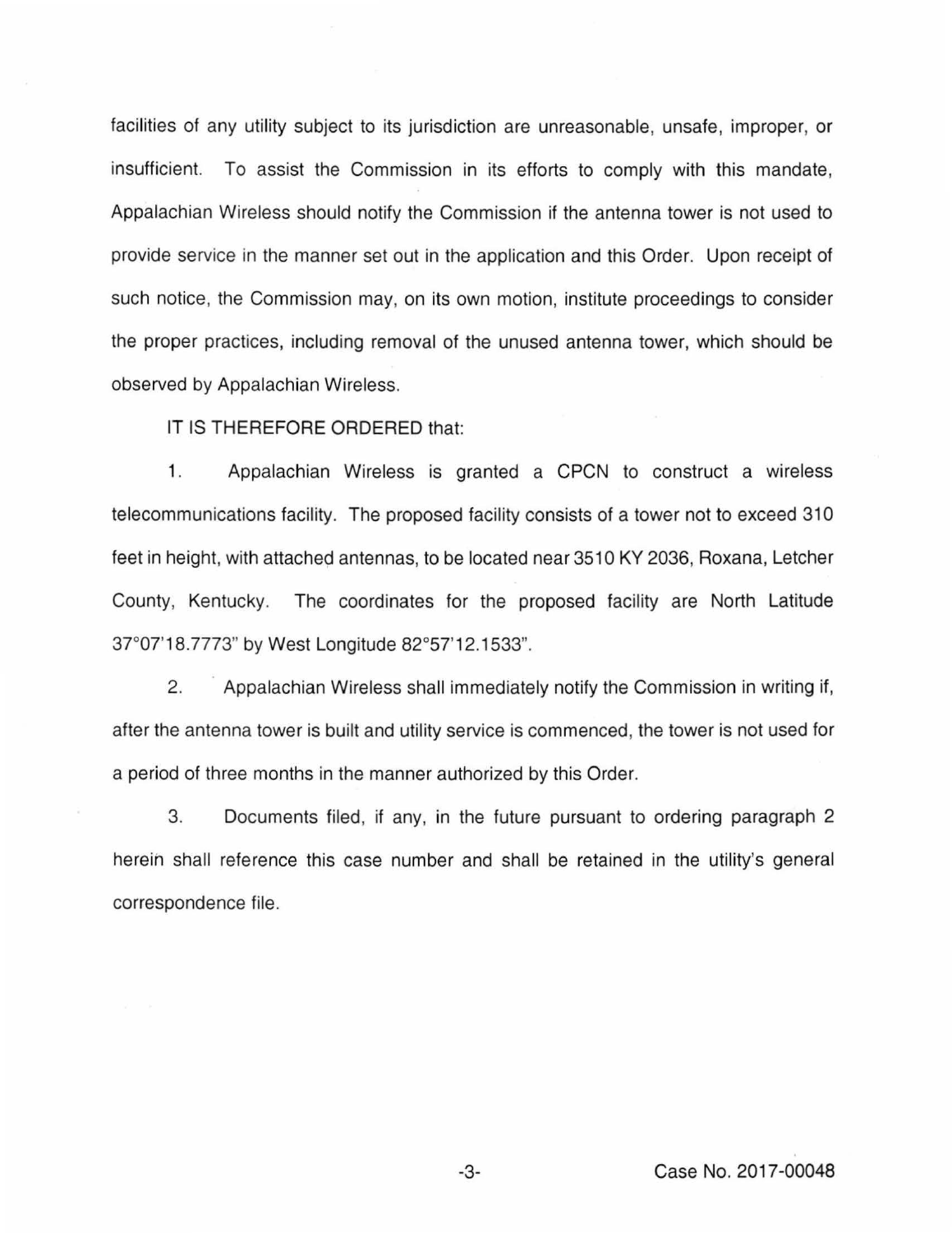facilities of any utility subject to its jurisdiction are unreasonable, unsafe, improper, or insufficient. To assist the Commission in its efforts to comply with this mandate, Appalachian Wireless should notify the Commission if the antenna tower is not used to provide service in the manner set out in the application and this Order. Upon receipt of such notice, the Commission may, on its own motion, institute proceedings to consider the proper practices, including removal of the unused antenna tower, which should be observed by Appalachian Wireless.

IT IS THEREFORE ORDERED that:

1. Appalachian Wireless is granted a CPCN to construct a wireless telecommunications facility. The proposed facility consists of a tower not to exceed 310 feet in height, with attached antennas, to be located near 3510 KY 2036, Roxana, Letcher County, Kentucky. The coordinates for the proposed facility are North Latitude 37°07'18.7773" by West Longitude 82°57'12.1533".

2. Appalachian Wireless shall immediately notify the Commission in writing if, after the antenna tower is built and utility service is commenced, the tower is not used for a period of three months in the manner authorized by this Order.

3. Documents filed, if any, in the future pursuant to ordering paragraph 2 herein shall reference this case number and shall be retained in the utility's general correspondence file.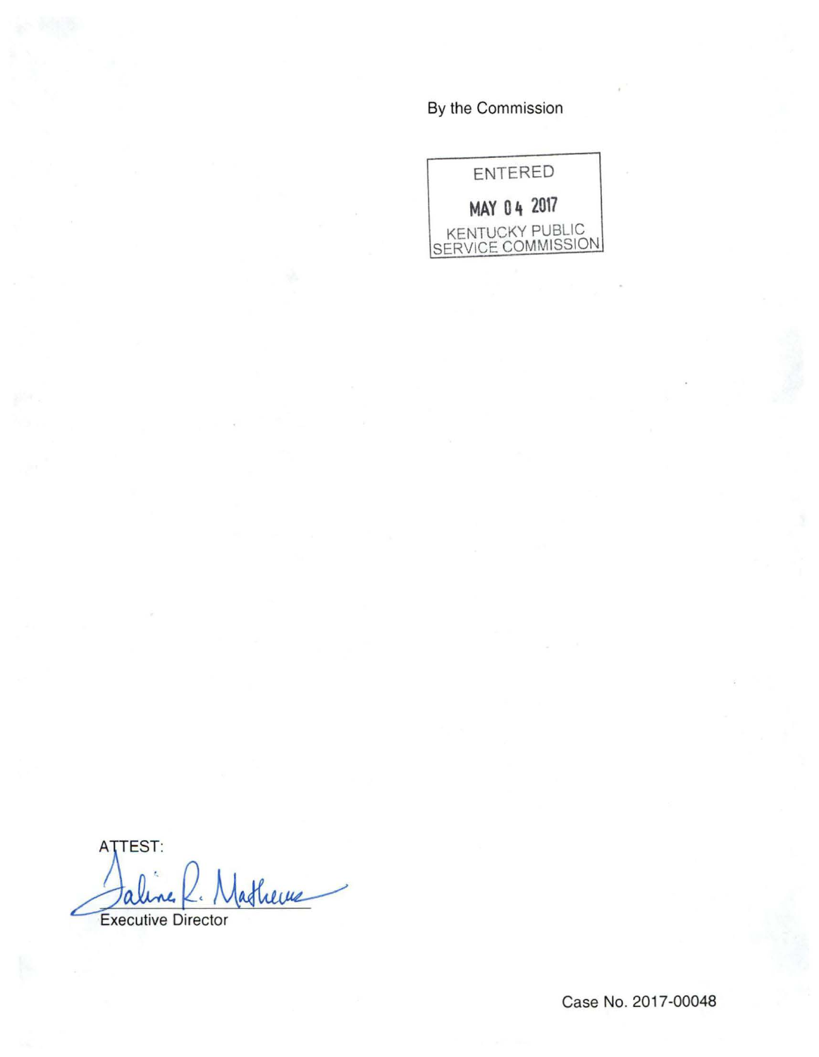By the Commission

ENTERED

MAY 04 2017

KENTUCKY PUBLIC SERVICE COMMISSION

ATTEST:

Executive Director

Case No. 2017-00048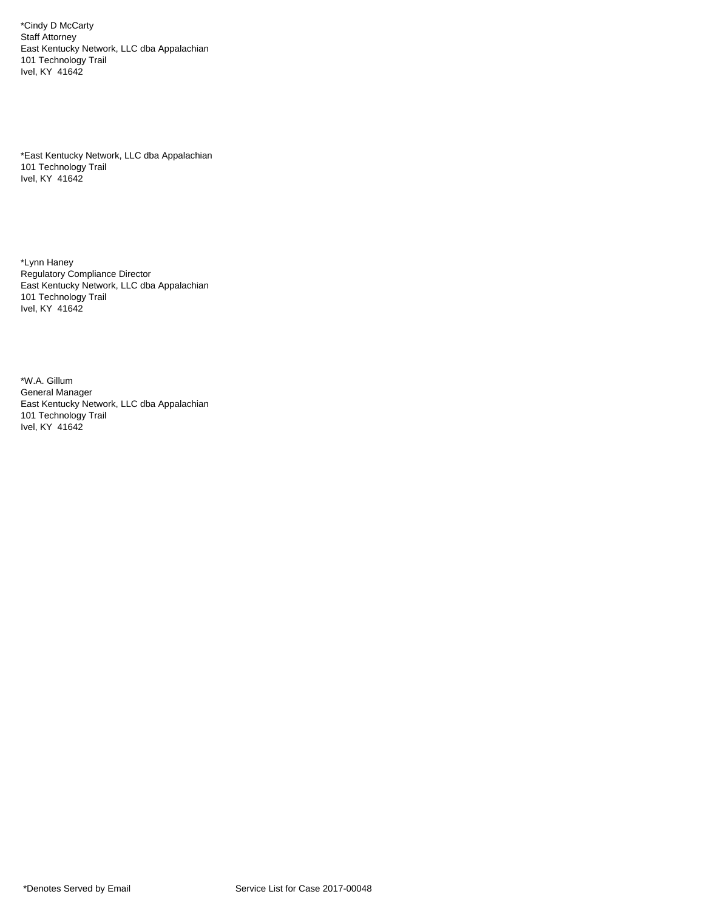*Cindy D McCarty
Staff Attorney
East Kentucky Network, LLC dba Appalachian
101 Technology Trail
Ivel, KY 41642

*East Kentucky Network, LLC dba Appalachian
101 Technology Trail
Ivel, KY 41642

*Lynn Haney
Regulatory Compliance Director
East Kentucky Network, LLC dba Appalachian
101 Technology Trail
Ivel, KY 41642

*W.A. Gillum
General Manager
East Kentucky Network, LLC dba Appalachian
101 Technology Trail
Ivel, KY 41642

*Denotes Served by Email

Service List for Case 2017-00048